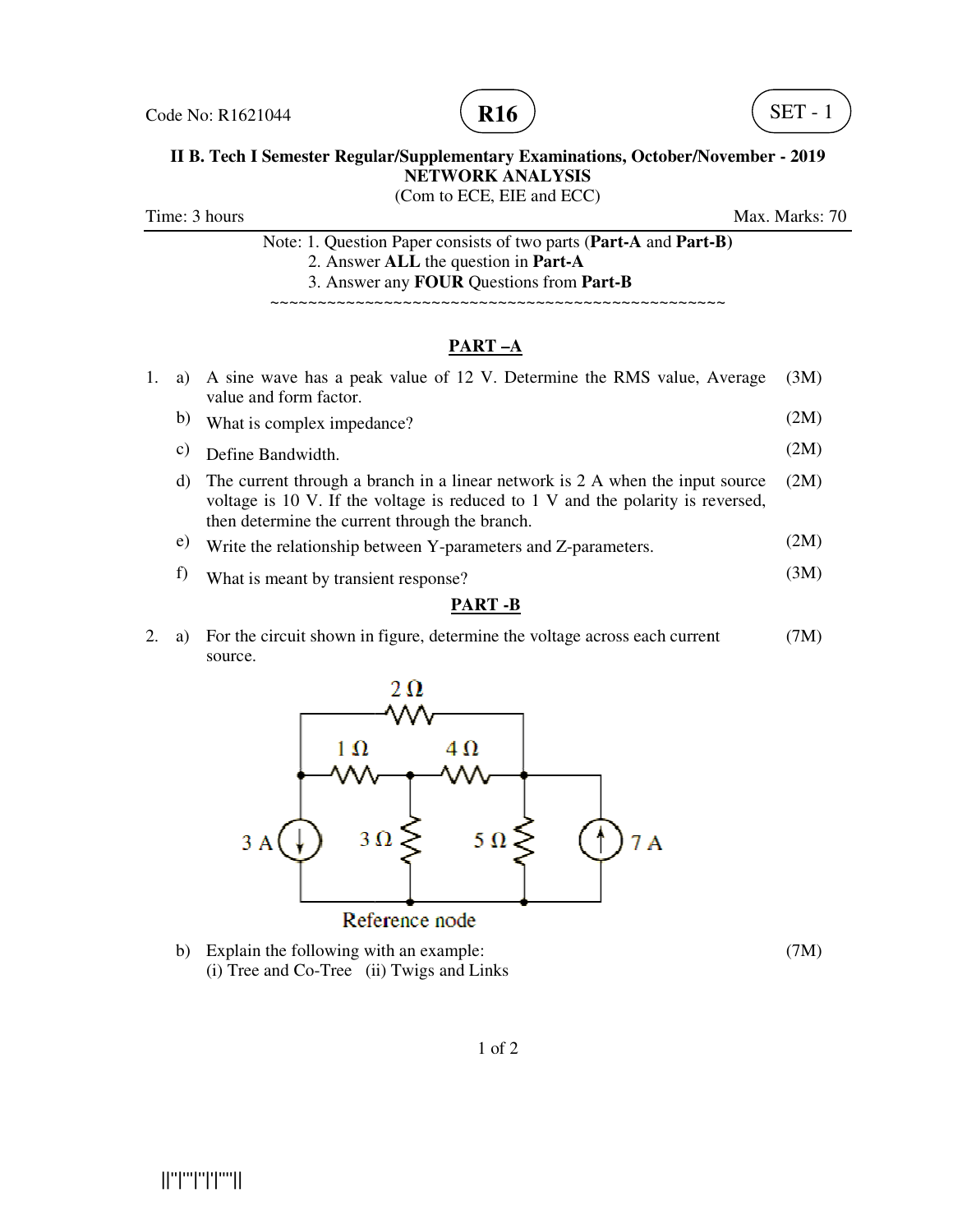Code No: R1621044 **R16** SET - 1

**II B. Tech I Semester Regular/Supplementary Examinations, October/November - 2019**

**NETWORK ANALYSIS**

(Com to ECE, EIE and ECC)

Time: 3 hours Max. Marks: 70

Note: 1. Question Paper consists of two parts (**Part-A** and **Part-B)**

2. Answer **ALL** the question in **Part-A**

3. Answer any **FOUR** Questions from **Part-B**

~~~~~~~~~~~~~~~~~~~~~~~~~~~~~~~~~~~~~~~~~~~~~~~~~~~~

## PART –A

1. a) A sine wave has a peak value of 12 V. Determine the RMS value, Average value and form factor. (3M)

   b) What is complex impedance? (2M)

   c) Define Bandwidth. (2M)

   d) The current through a branch in a linear network is 2 A when the input source voltage is 10 V. If the voltage is reduced to 1 V and the polarity is reversed, then determine the current through the branch. (2M)

   e) Write the relationship between Y-parameters and Z-parameters. (2M)

   f) What is meant by transient response? (3M)

## PART -B

2. a) For the circuit shown in figure, determine the voltage across each current source. (7M)

   Reference node

   b) Explain the following with an example: (7M)
   (i) Tree and Co-Tree (ii) Twigs and Links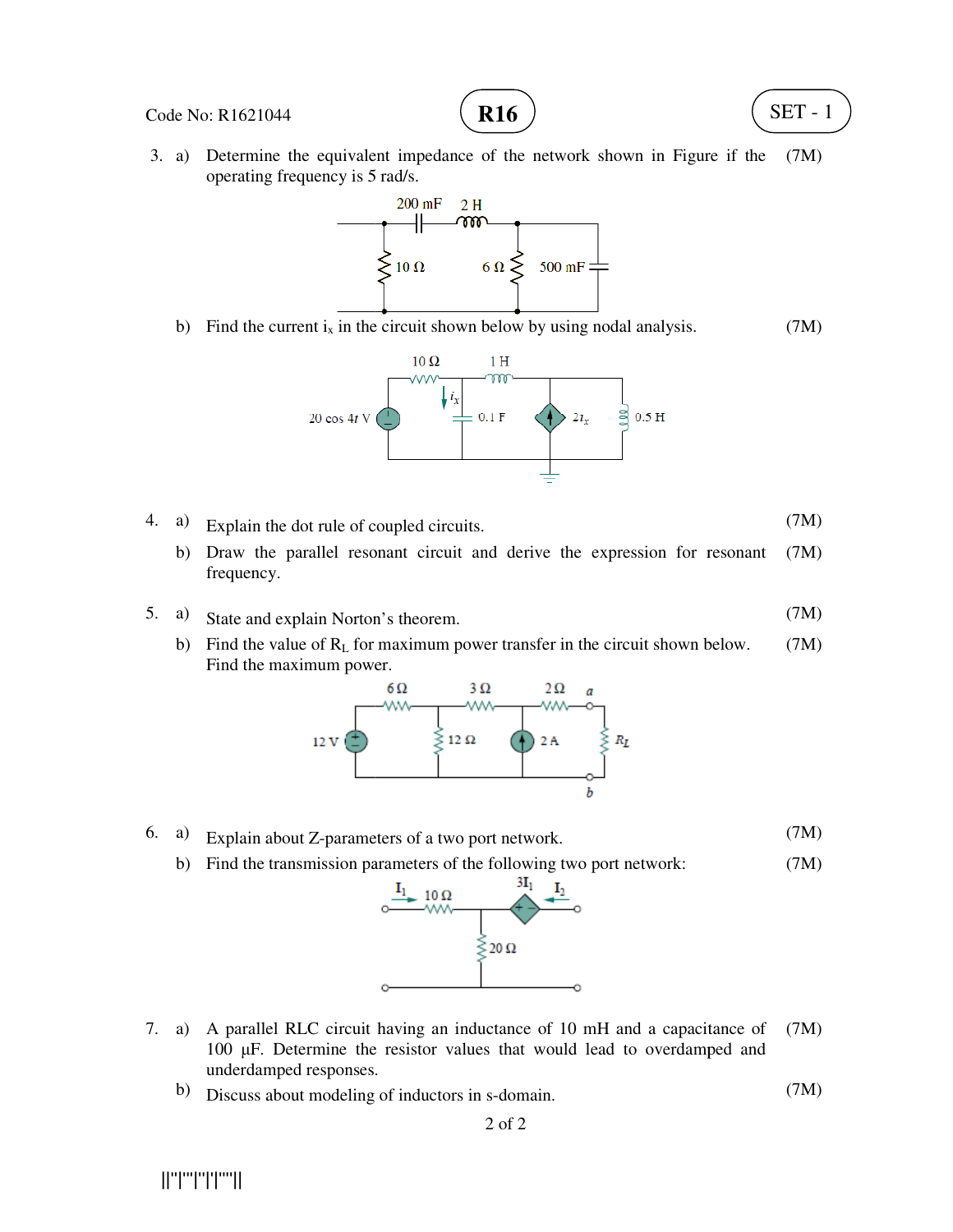Code No: R1621044 **R16** SET - 1

3. a) Determine the equivalent impedance of the network shown in Figure if the operating frequency is 5 rad/s. (7M)

   b) Find the current $i_x$ in the circuit shown below by using nodal analysis. (7M)

4. a) Explain the dot rule of coupled circuits. (7M)

   b) Draw the parallel resonant circuit and derive the expression for resonant frequency. (7M)

5. a) State and explain Norton's theorem. (7M)

   b) Find the value of $R_L$ for maximum power transfer in the circuit shown below. Find the maximum power. (7M)

6. a) Explain about Z-parameters of a two port network. (7M)

   b) Find the transmission parameters of the following two port network: (7M)

7. a) A parallel RLC circuit having an inductance of 10 mH and a capacitance of 100 μF. Determine the resistor values that would lead to overdamped and underdamped responses. (7M)

   b) Discuss about modeling of inductors in s-domain. (7M)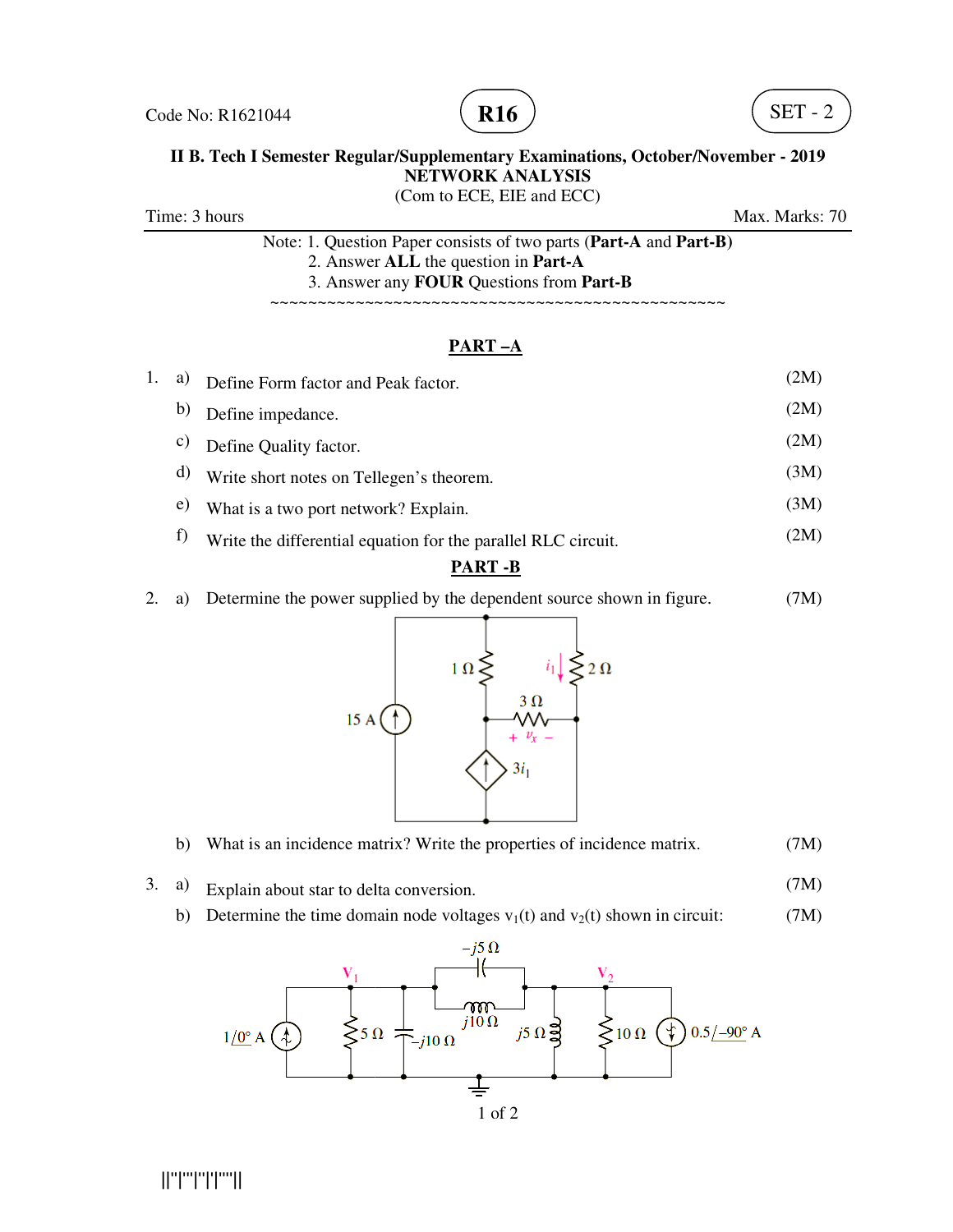Code No: R1621044

**R16**

SET - 2

**II B. Tech I Semester Regular/Supplementary Examinations, October/November - 2019**
**NETWORK ANALYSIS**
(Com to ECE, EIE and ECC)

Time: 3 hours | Max. Marks: 70

Note: 1. Question Paper consists of two parts (**Part-A** and **Part-B**)
2. Answer **ALL** the question in **Part-A**
3. Answer any **FOUR** Questions from **Part-B**

~~~~~~~~~~~~~~~~~~~~~~~~~~~~~~~~~~~~~~~~~~~~~~~~~~~

## PART –A

1. a) Define Form factor and Peak factor. (2M)
   b) Define impedance. (2M)
   c) Define Quality factor. (2M)
   d) Write short notes on Tellegen's theorem. (3M)
   e) What is a two port network? Explain. (3M)
   f) Write the differential equation for the parallel RLC circuit. (2M)

## PART -B

2. a) Determine the power supplied by the dependent source shown in figure. (7M)

   (Circuit: 15 A source; 1 Ω; 2 Ω with $i_1$; 3 Ω with $+ \; v_x \; -$; dependent source $3i_1$)

   b) What is an incidence matrix? Write the properties of incidence matrix. (7M)

3. a) Explain about star to delta conversion. (7M)
   b) Determine the time domain node voltages $v_1(t)$ and $v_2(t)$ shown in circuit: (7M)

   (Circuit: $1\angle 0°$ A source; 5 Ω; $-j10\ \Omega$; $-j5\ \Omega$; $j10\ \Omega$; $j5\ \Omega$; 10 Ω; $0.5\angle -90°$ A source; nodes $V_1$, $V_2$)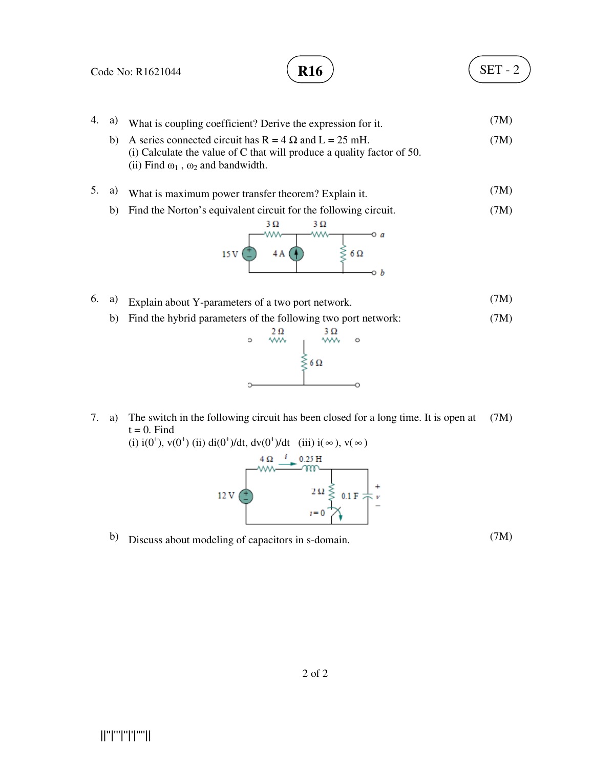Code No: R1621044 **R16** SET - 2

4. a) What is coupling coefficient? Derive the expression for it. (7M)

   b) A series connected circuit has R = 4 Ω and L = 25 mH. (7M)
   (i) Calculate the value of C that will produce a quality factor of 50.
   (ii) Find $\omega_1$ , $\omega_2$ and bandwidth.

5. a) What is maximum power transfer theorem? Explain it. (7M)

   b) Find the Norton's equivalent circuit for the following circuit. (7M)

6. a) Explain about Y-parameters of a two port network. (7M)

   b) Find the hybrid parameters of the following two port network: (7M)

7. a) The switch in the following circuit has been closed for a long time. It is open at t = 0. Find (7M)
   (i) $i(0^+)$, $v(0^+)$ (ii) $di(0^+)/dt$, $dv(0^+)/dt$ (iii) $i(\infty)$, $v(\infty)$

   b) Discuss about modeling of capacitors in s-domain. (7M)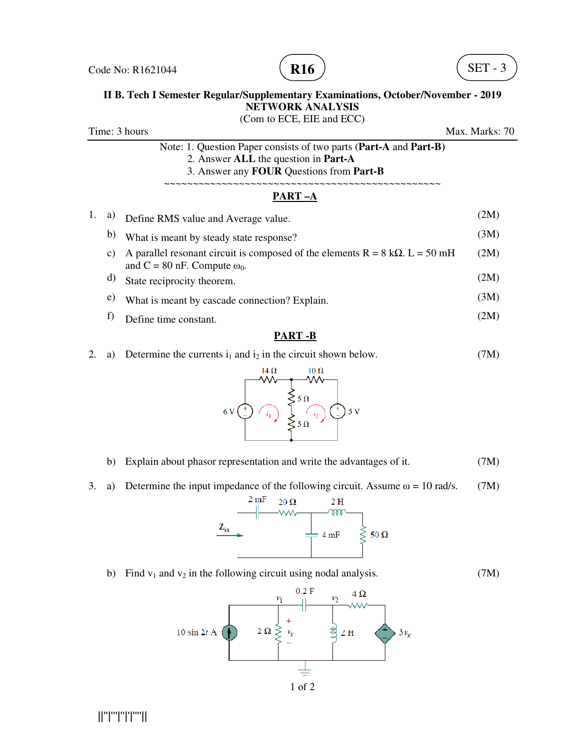Code No: R1621044 **R16** SET - 3

**II B. Tech I Semester Regular/Supplementary Examinations, October/November - 2019**
**NETWORK ANALYSIS**
(Com to ECE, EIE and ECC)

Time: 3 hours Max. Marks: 70

Note: 1. Question Paper consists of two parts (**Part-A** and **Part-B)**
2. Answer **ALL** the question in **Part-A**
3. Answer any **FOUR** Questions from **Part-B**

~~~~~~~~~~~~~~~~~~~~~~~~~~~~~~~~~~~~~~~~~~~~~~~~~~~~

## PART –A

1. a) Define RMS value and Average value. (2M)
   b) What is meant by steady state response? (3M)
   c) A parallel resonant circuit is composed of the elements R = 8 kΩ. L = 50 mH and C = 80 nF. Compute $\omega_0$. (2M)
   d) State reciprocity theorem. (2M)
   e) What is meant by cascade connection? Explain. (3M)
   f) Define time constant. (2M)

## PART -B

2. a) Determine the currents $i_1$ and $i_2$ in the circuit shown below. (7M)

   b) Explain about phasor representation and write the advantages of it. (7M)

3. a) Determine the input impedance of the following circuit. Assume ω = 10 rad/s. (7M)

   b) Find $v_1$ and $v_2$ in the following circuit using nodal analysis. (7M)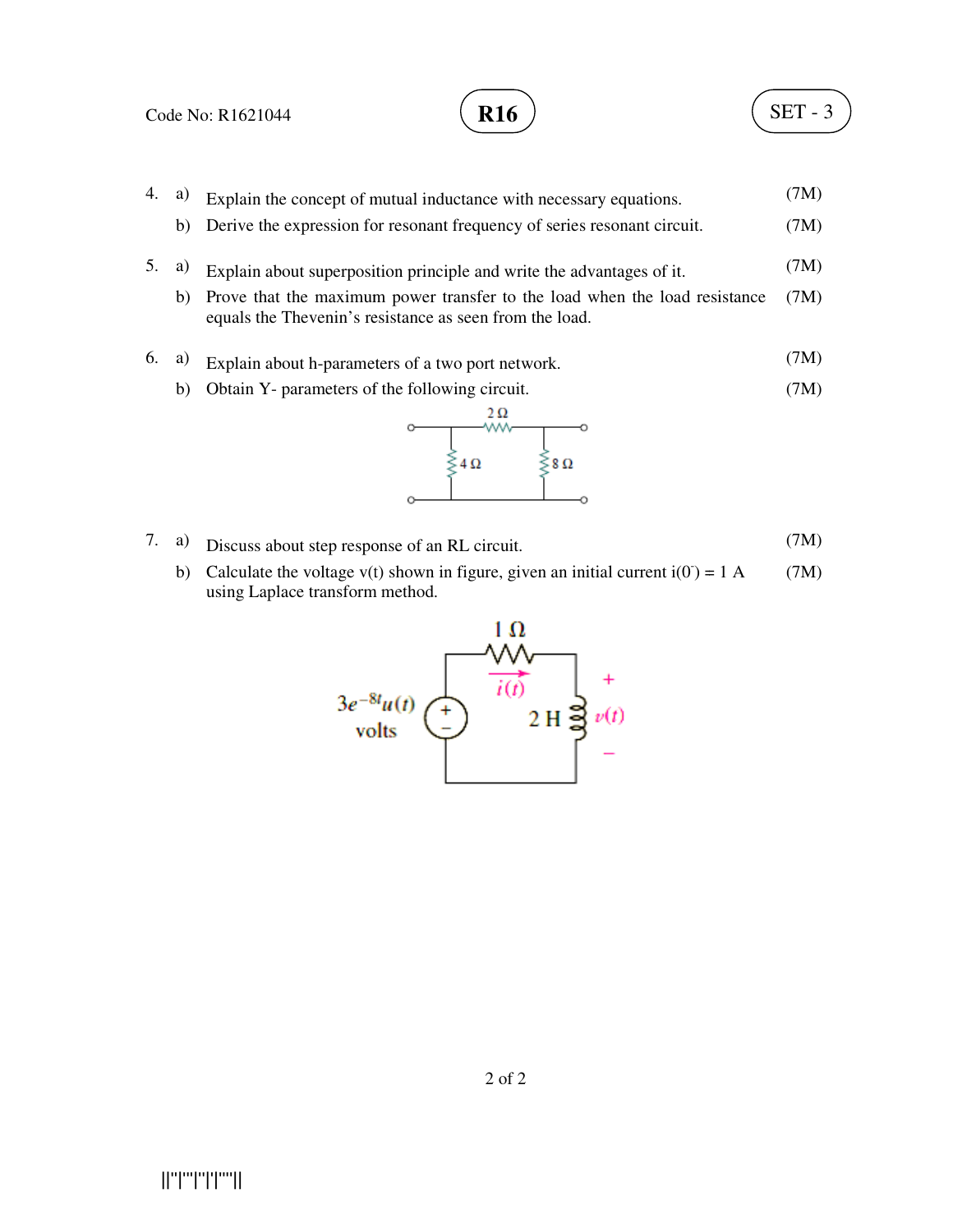Code No: R1621044 **R16** SET - 3

4. a) Explain the concept of mutual inductance with necessary equations. (7M)

   b) Derive the expression for resonant frequency of series resonant circuit. (7M)

5. a) Explain about superposition principle and write the advantages of it. (7M)

   b) Prove that the maximum power transfer to the load when the load resistance equals the Thevenin's resistance as seen from the load. (7M)

6. a) Explain about h-parameters of a two port network. (7M)

   b) Obtain Y- parameters of the following circuit. (7M)

   2 Ω, 4 Ω, 8 Ω

7. a) Discuss about step response of an RL circuit. (7M)

   b) Calculate the voltage v(t) shown in figure, given an initial current $i(0^-) = 1$ A using Laplace transform method. (7M)

   1 Ω, $i(t)$, $3e^{-8t}u(t)$ volts, 2 H, $v(t)$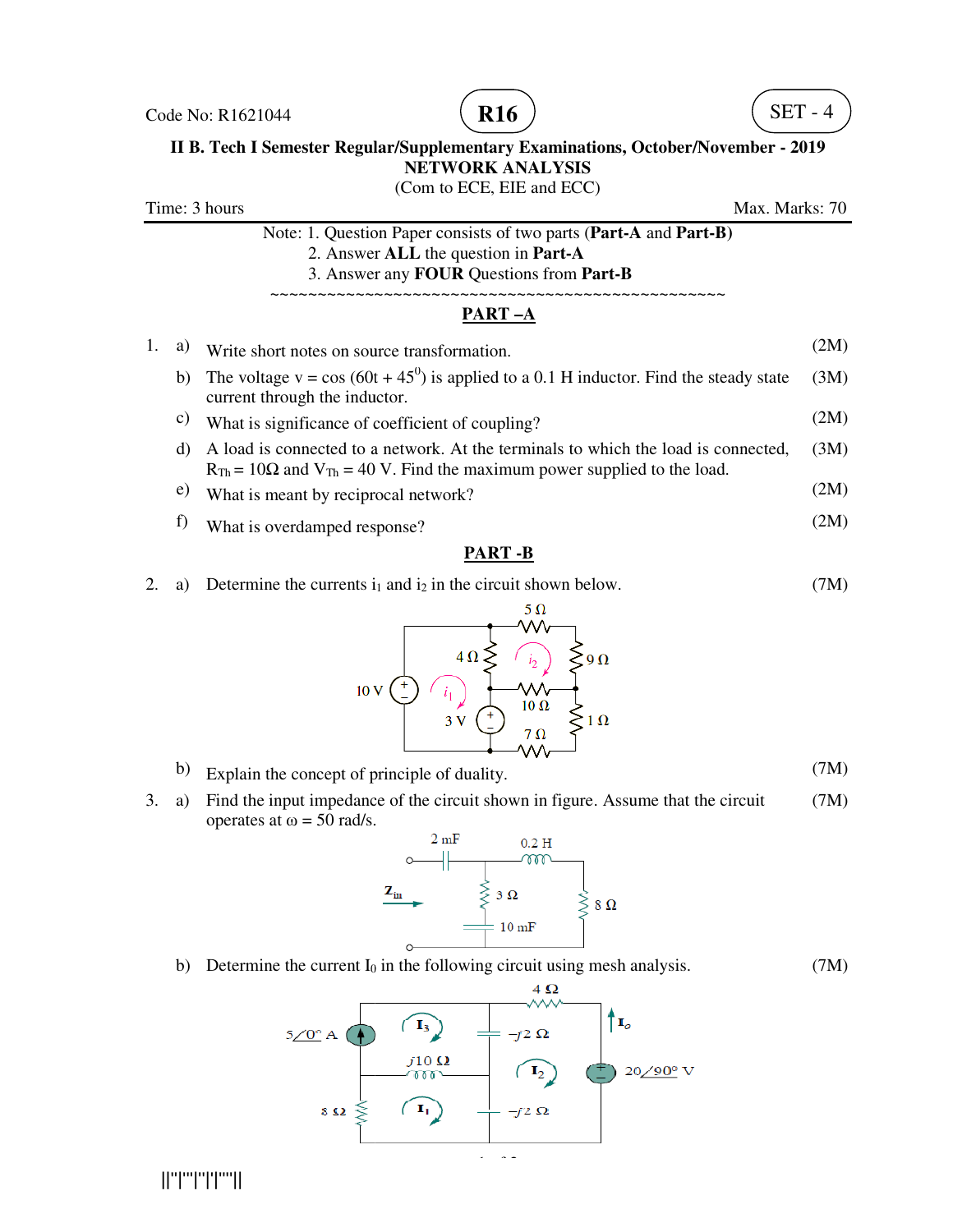Code No: R1621044 **R16** SET - 4

**II B. Tech I Semester Regular/Supplementary Examinations, October/November - 2019**

**NETWORK ANALYSIS**

(Com to ECE, EIE and ECC)

Time: 3 hours Max. Marks: 70

Note: 1. Question Paper consists of two parts (**Part-A** and **Part-B**)
2. Answer **ALL** the question in **Part-A**
3. Answer any **FOUR** Questions from **Part-B**

~~~~~~~~~~~~~~~~~~~~~~~~~~~~~~~~~~~~~~~~~~~~~~~~~~~~~~~~

## PART –A

1. a) Write short notes on source transformation. (2M)

   b) The voltage v = cos (60t + 45$^0$) is applied to a 0.1 H inductor. Find the steady state current through the inductor. (3M)

   c) What is significance of coefficient of coupling? (2M)

   d) A load is connected to a network. At the terminals to which the load is connected, $R_{Th}$ = 10Ω and $V_{Th}$ = 40 V. Find the maximum power supplied to the load. (3M)

   e) What is meant by reciprocal network? (2M)

   f) What is overdamped response? (2M)

## PART -B

2. a) Determine the currents $i_1$ and $i_2$ in the circuit shown below. (7M)

   b) Explain the concept of principle of duality. (7M)

3. a) Find the input impedance of the circuit shown in figure. Assume that the circuit operates at ω = 50 rad/s. (7M)

   b) Determine the current $I_0$ in the following circuit using mesh analysis. (7M)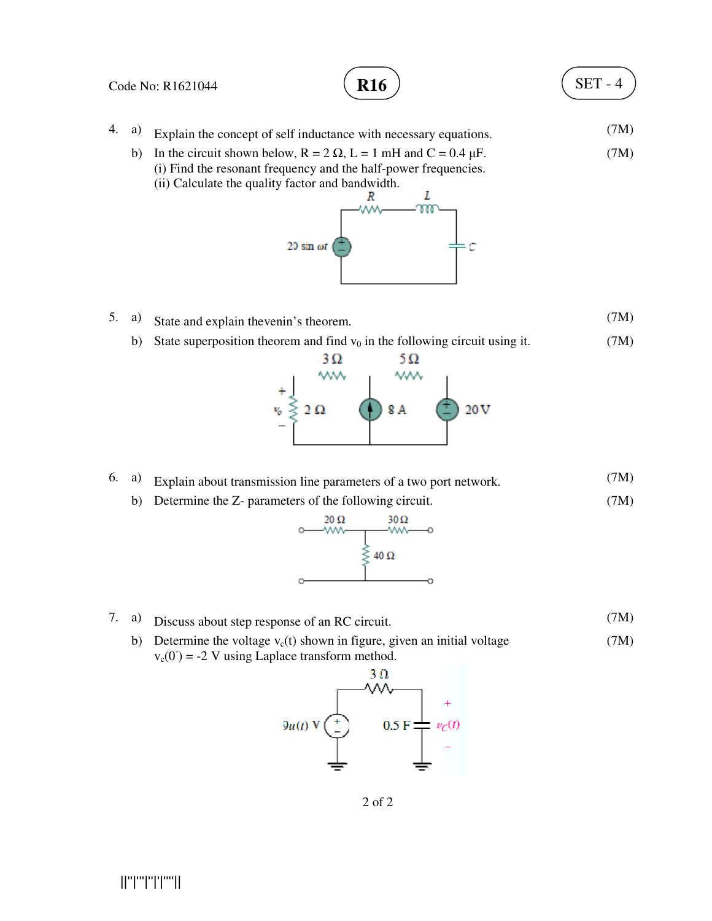Code No: R1621044 **R16** SET - 4

4. a) Explain the concept of self inductance with necessary equations. (7M)

   b) In the circuit shown below, R = 2 Ω, L = 1 mH and C = 0.4 μF. (7M)
   (i) Find the resonant frequency and the half-power frequencies.
   (ii) Calculate the quality factor and bandwidth.

R
L
20 sin ωt
C

5. a) State and explain thevenin's theorem. (7M)

   b) State superposition theorem and find $v_0$ in the following circuit using it. (7M)

3 Ω
5 Ω
+
$v_0$
−
2 Ω
8 A
20 V

6. a) Explain about transmission line parameters of a two port network. (7M)

   b) Determine the Z- parameters of the following circuit. (7M)

20 Ω
30 Ω
40 Ω

7. a) Discuss about step response of an RC circuit. (7M)

   b) Determine the voltage $v_c(t)$ shown in figure, given an initial voltage $v_c(0^-) = -2$ V using Laplace transform method. (7M)

3 Ω
$9u(t)$ V
0.5 F
+
$v_C(t)$
−